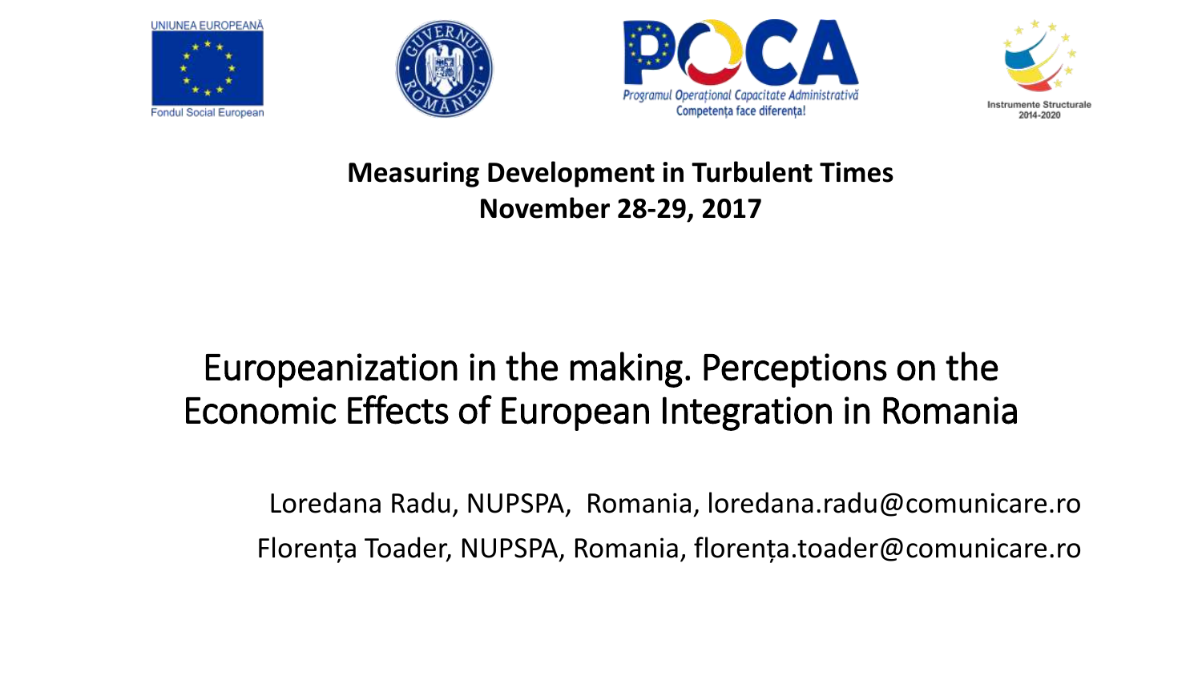UNIUNEA EUROPEANĂ

Fondul Social European

Programul Operațional Capacitate Administrativă

Competența face diferența!

Instrumente Structurale 2014-2020

**Measuring Development in Turbulent Times**
**November 28-29, 2017**

# Europeanization in the making. Perceptions on the Economic Effects of European Integration in Romania

Loredana Radu, NUPSPA, Romania, loredana.radu@comunicare.ro

Florența Toader, NUPSPA, Romania, florența.toader@comunicare.ro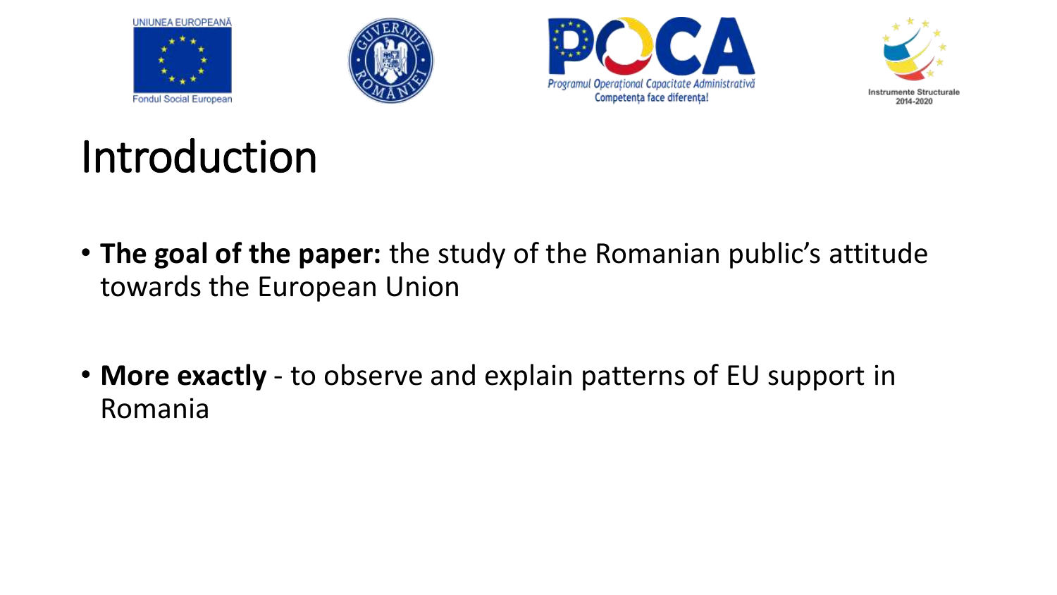# Introduction

- **The goal of the paper:** the study of the Romanian public's attitude towards the European Union

- **More exactly** - to observe and explain patterns of EU support in Romania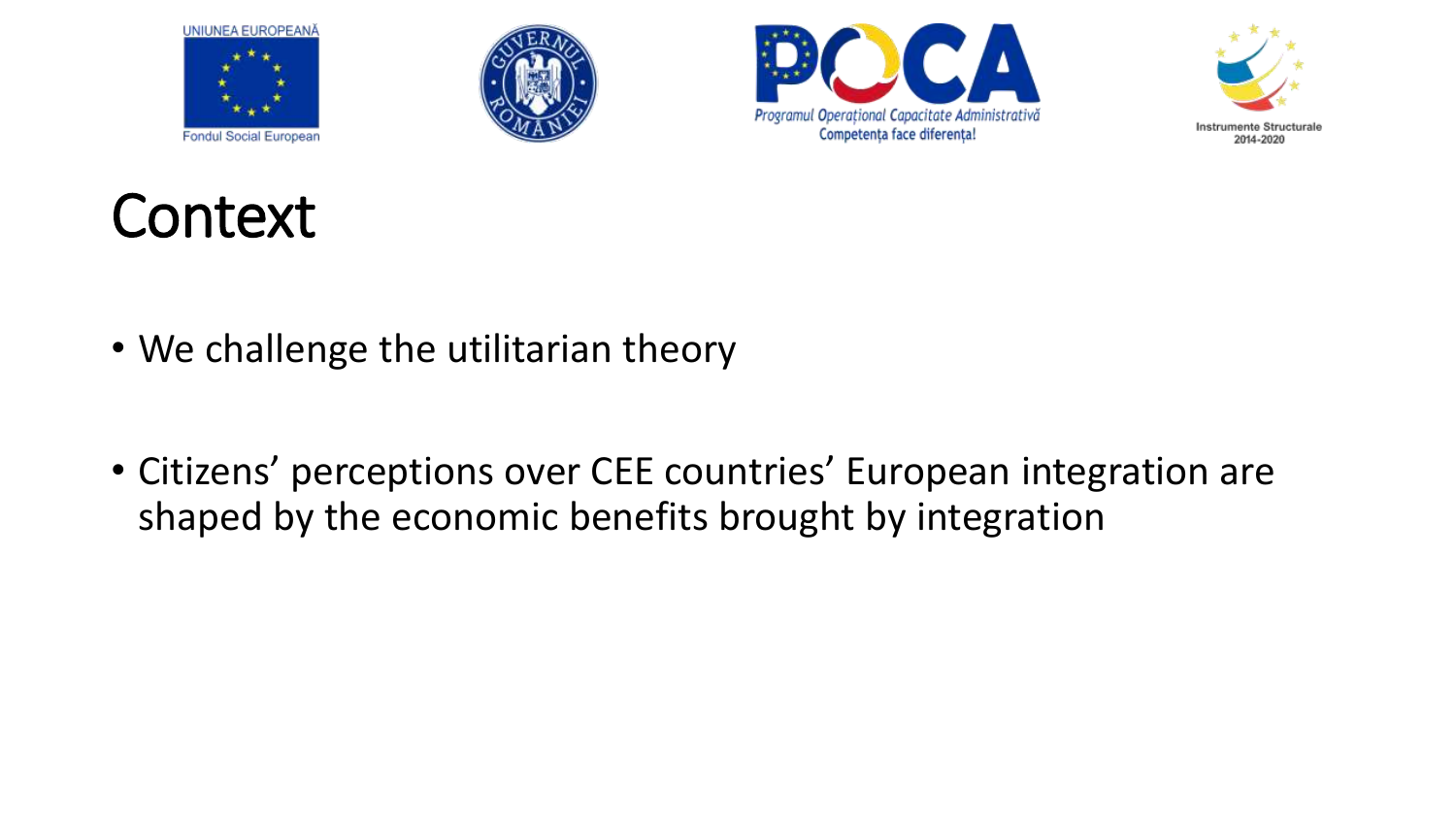# Context

- We challenge the utilitarian theory
- Citizens' perceptions over CEE countries' European integration are shaped by the economic benefits brought by integration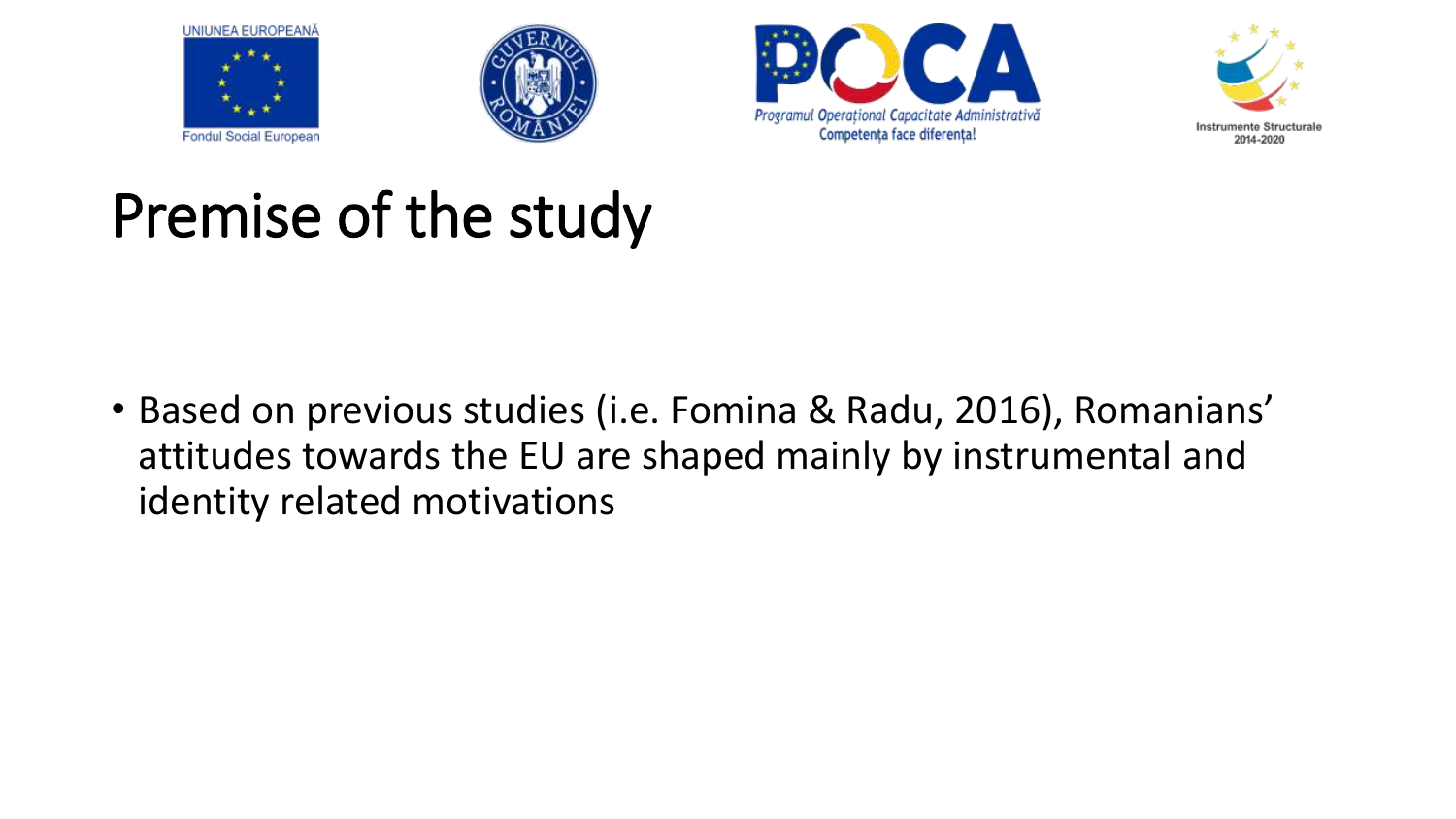# Premise of the study

- Based on previous studies (i.e. Fomina & Radu, 2016), Romanians' attitudes towards the EU are shaped mainly by instrumental and identity related motivations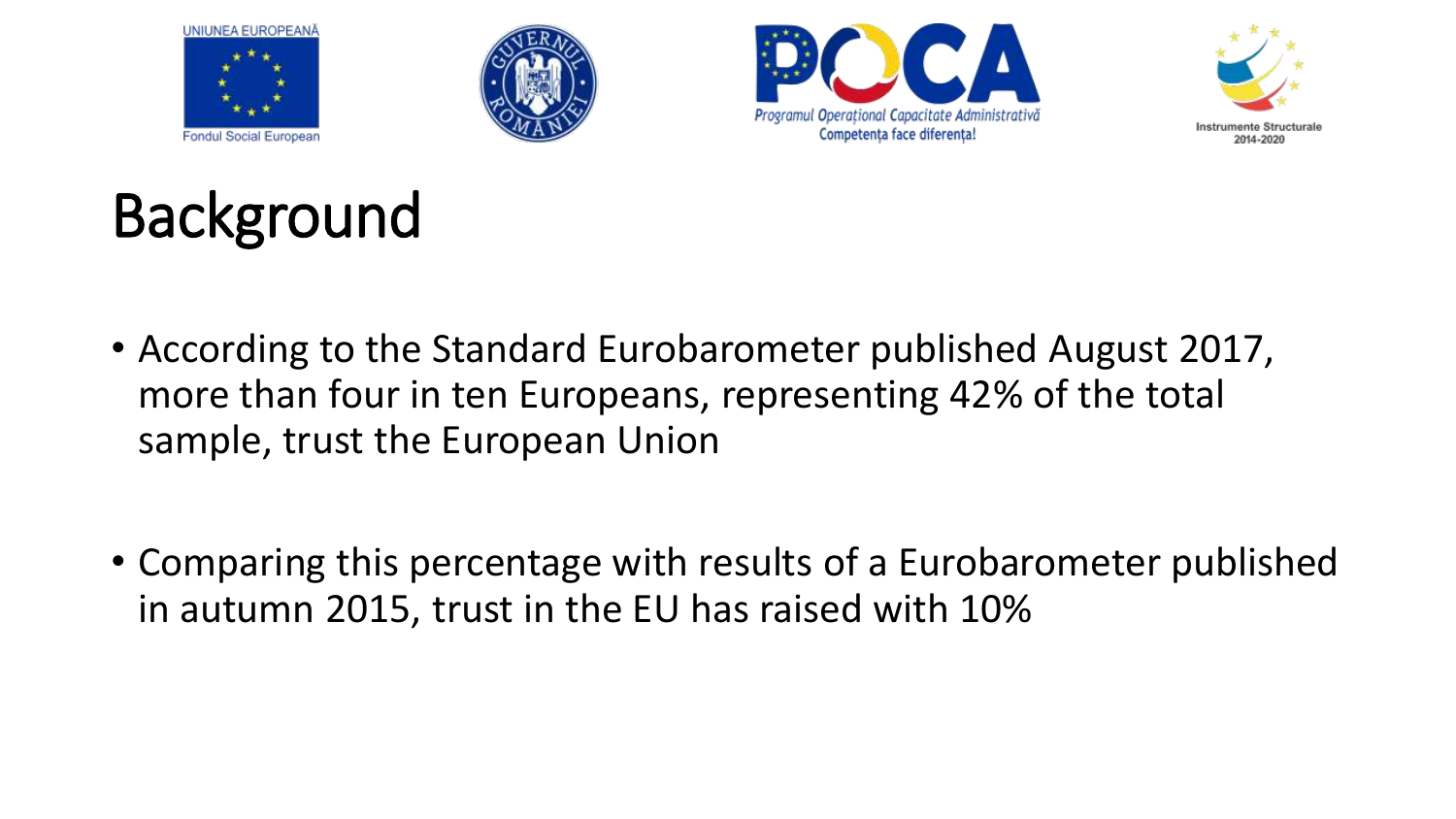# Background

- According to the Standard Eurobarometer published August 2017, more than four in ten Europeans, representing 42% of the total sample, trust the European Union
- Comparing this percentage with results of a Eurobarometer published in autumn 2015, trust in the EU has raised with 10%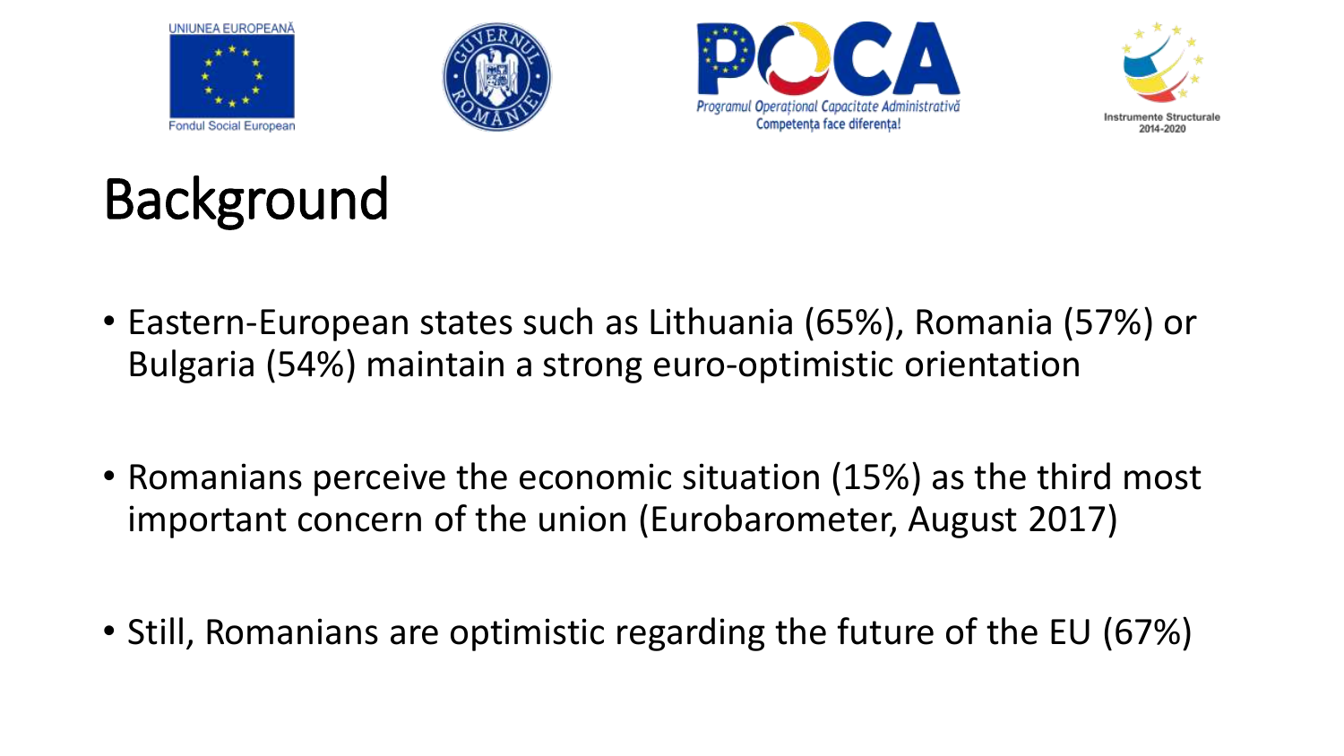# Background

- Eastern-European states such as Lithuania (65%), Romania (57%) or Bulgaria (54%) maintain a strong euro-optimistic orientation

- Romanians perceive the economic situation (15%) as the third most important concern of the union (Eurobarometer, August 2017)

- Still, Romanians are optimistic regarding the future of the EU (67%)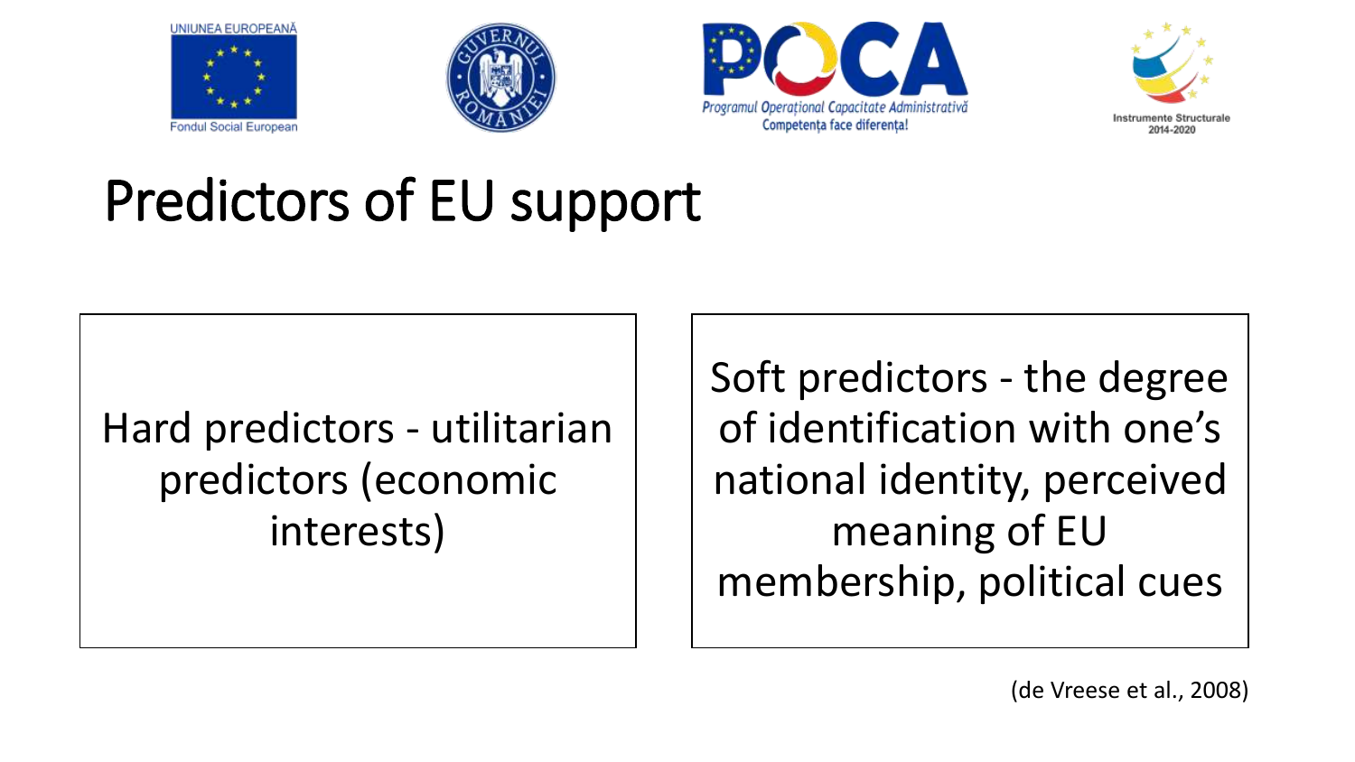# Predictors of EU support

Hard predictors - utilitarian predictors (economic interests)

Soft predictors - the degree of identification with one's national identity, perceived meaning of EU membership, political cues

(de Vreese et al., 2008)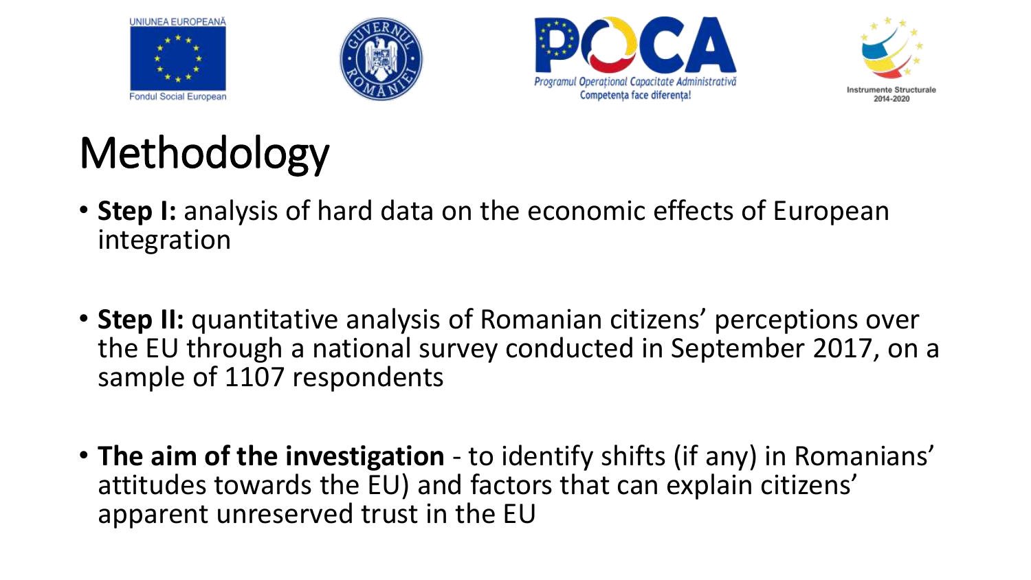# Methodology

- **Step I:** analysis of hard data on the economic effects of European integration

- **Step II:** quantitative analysis of Romanian citizens' perceptions over the EU through a national survey conducted in September 2017, on a sample of 1107 respondents

- **The aim of the investigation** - to identify shifts (if any) in Romanians' attitudes towards the EU) and factors that can explain citizens' apparent unreserved trust in the EU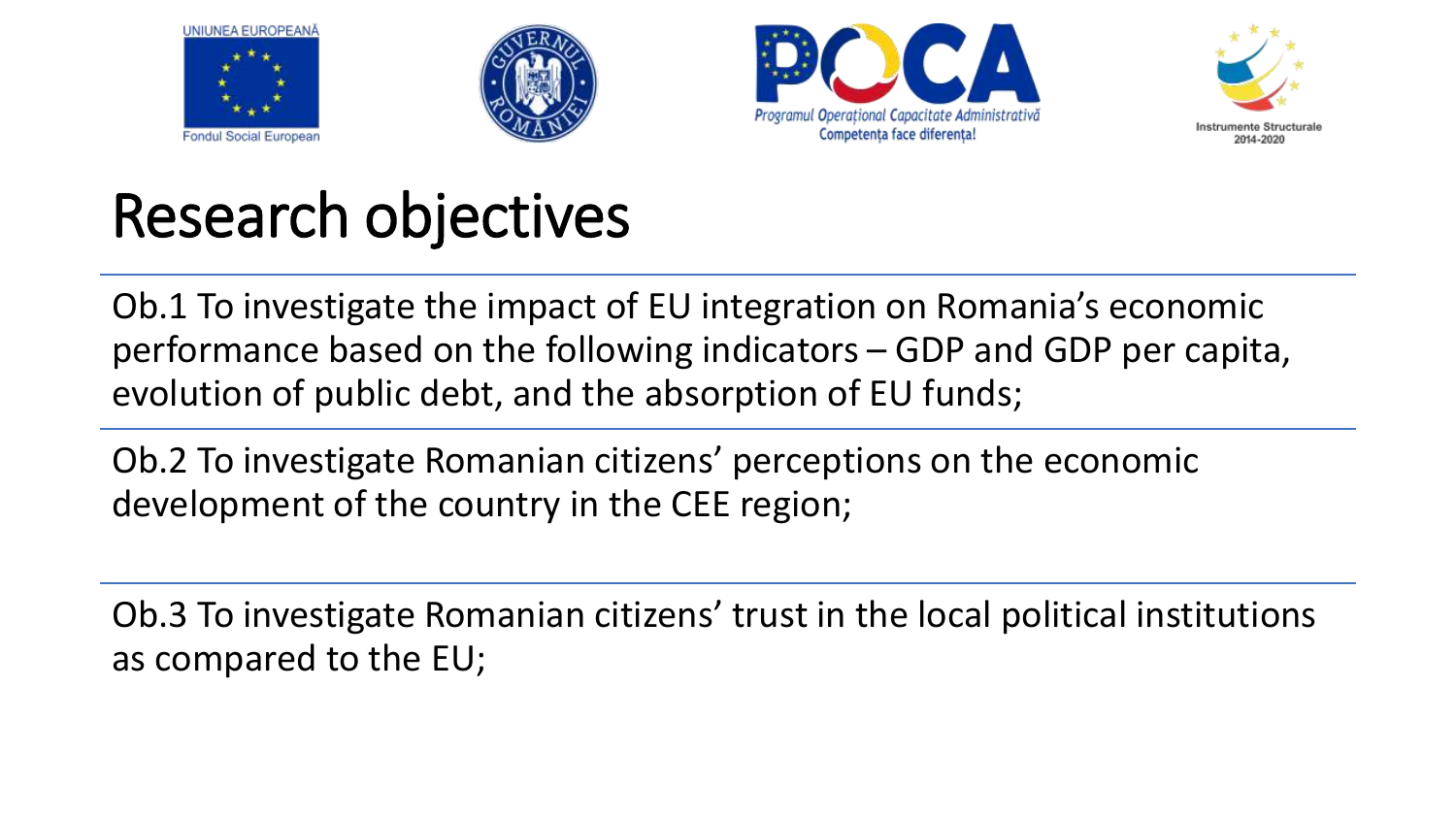# Research objectives

Ob.1 To investigate the impact of EU integration on Romania's economic performance based on the following indicators – GDP and GDP per capita, evolution of public debt, and the absorption of EU funds;

Ob.2 To investigate Romanian citizens' perceptions on the economic development of the country in the CEE region;

Ob.3 To investigate Romanian citizens' trust in the local political institutions as compared to the EU;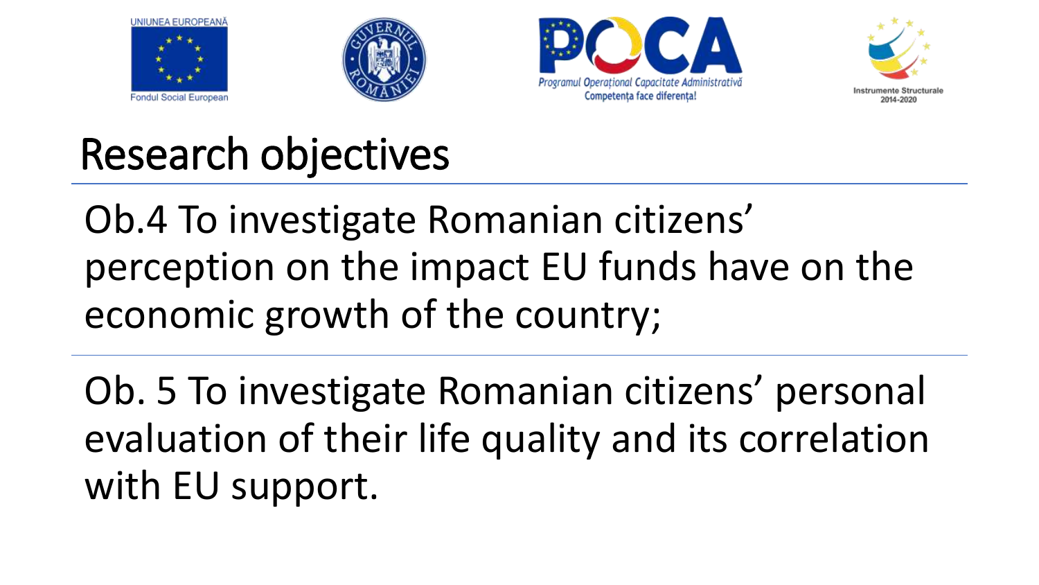# Research objectives

Ob.4 To investigate Romanian citizens' perception on the impact EU funds have on the economic growth of the country;

Ob. 5 To investigate Romanian citizens' personal evaluation of their life quality and its correlation with EU support.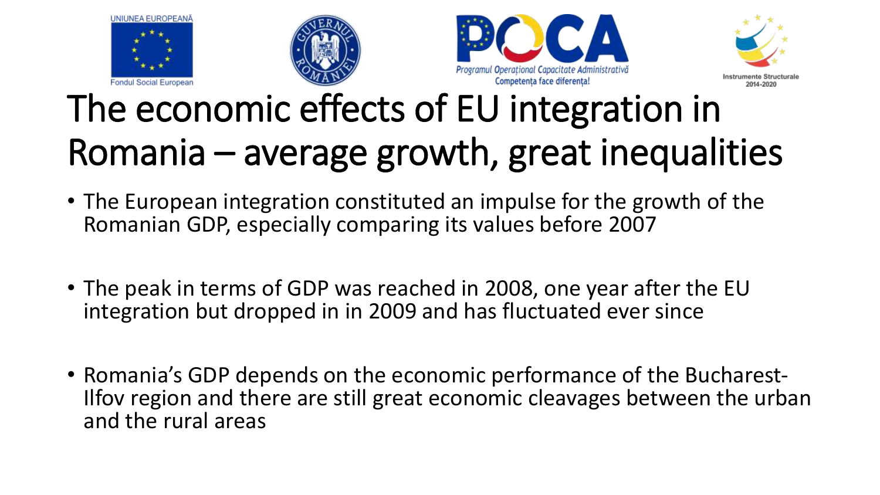# The economic effects of EU integration in Romania – average growth, great inequalities

- The European integration constituted an impulse for the growth of the Romanian GDP, especially comparing its values before 2007
- The peak in terms of GDP was reached in 2008, one year after the EU integration but dropped in in 2009 and has fluctuated ever since
- Romania's GDP depends on the economic performance of the Bucharest-Ilfov region and there are still great economic cleavages between the urban and the rural areas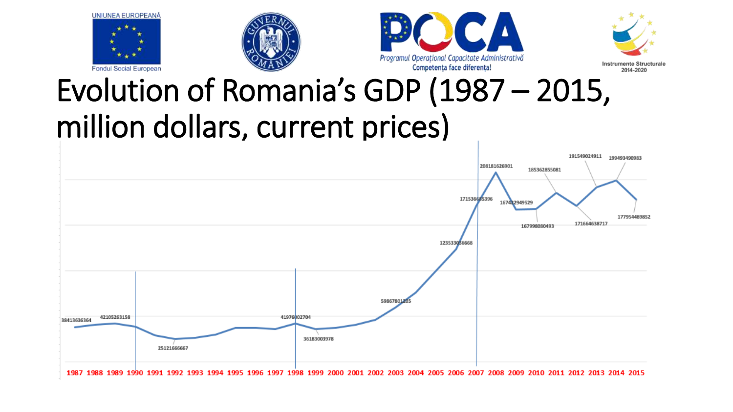UNIUNEA EUROPEANĂ

Fondul Social European

POCA

Programul Operațional Capacitate Administrativă

Competența face diferența!

Instrumente Structurale 2014-2020

# Evolution of Romania’s GDP (1987 – 2015, million dollars, current prices)

38413636364

42105263158

25121666667

41976002704

36183003978

59867801205

123533086668

171536685396

208181626901

167422949529

167998080493

185362855081

171664638717

191549024911

199493490983

177954489852

1987 1988 1989 1990 1991 1992 1993 1994 1995 1996 1997 1998 1999 2000 2001 2002 2003 2004 2005 2006 2007 2008 2009 2010 2011 2012 2013 2014 2015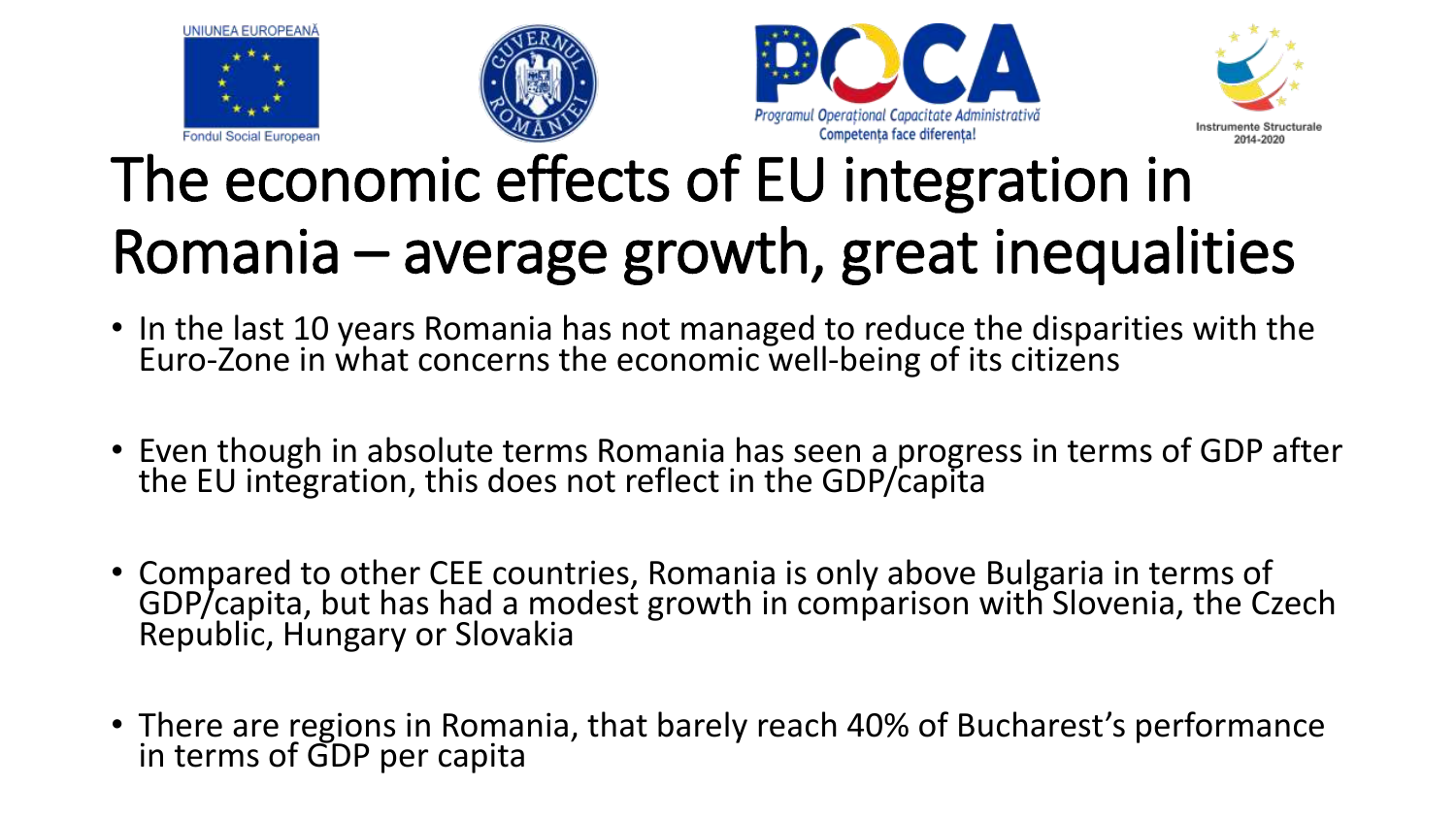# The economic effects of EU integration in Romania – average growth, great inequalities

- In the last 10 years Romania has not managed to reduce the disparities with the Euro-Zone in what concerns the economic well-being of its citizens
- Even though in absolute terms Romania has seen a progress in terms of GDP after the EU integration, this does not reflect in the GDP/capita
- Compared to other CEE countries, Romania is only above Bulgaria in terms of GDP/capita, but has had a modest growth in comparison with Slovenia, the Czech Republic, Hungary or Slovakia
- There are regions in Romania, that barely reach 40% of Bucharest's performance in terms of GDP per capita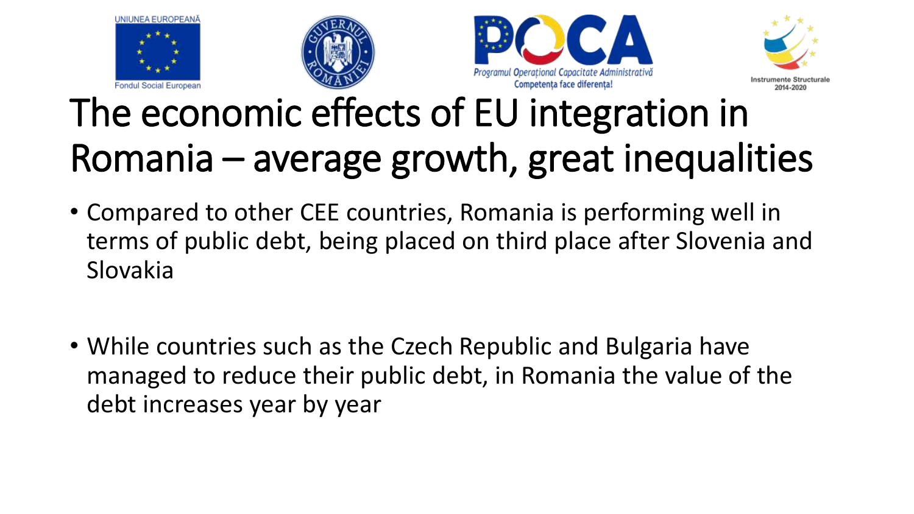# The economic effects of EU integration in Romania – average growth, great inequalities

- Compared to other CEE countries, Romania is performing well in terms of public debt, being placed on third place after Slovenia and Slovakia

- While countries such as the Czech Republic and Bulgaria have managed to reduce their public debt, in Romania the value of the debt increases year by year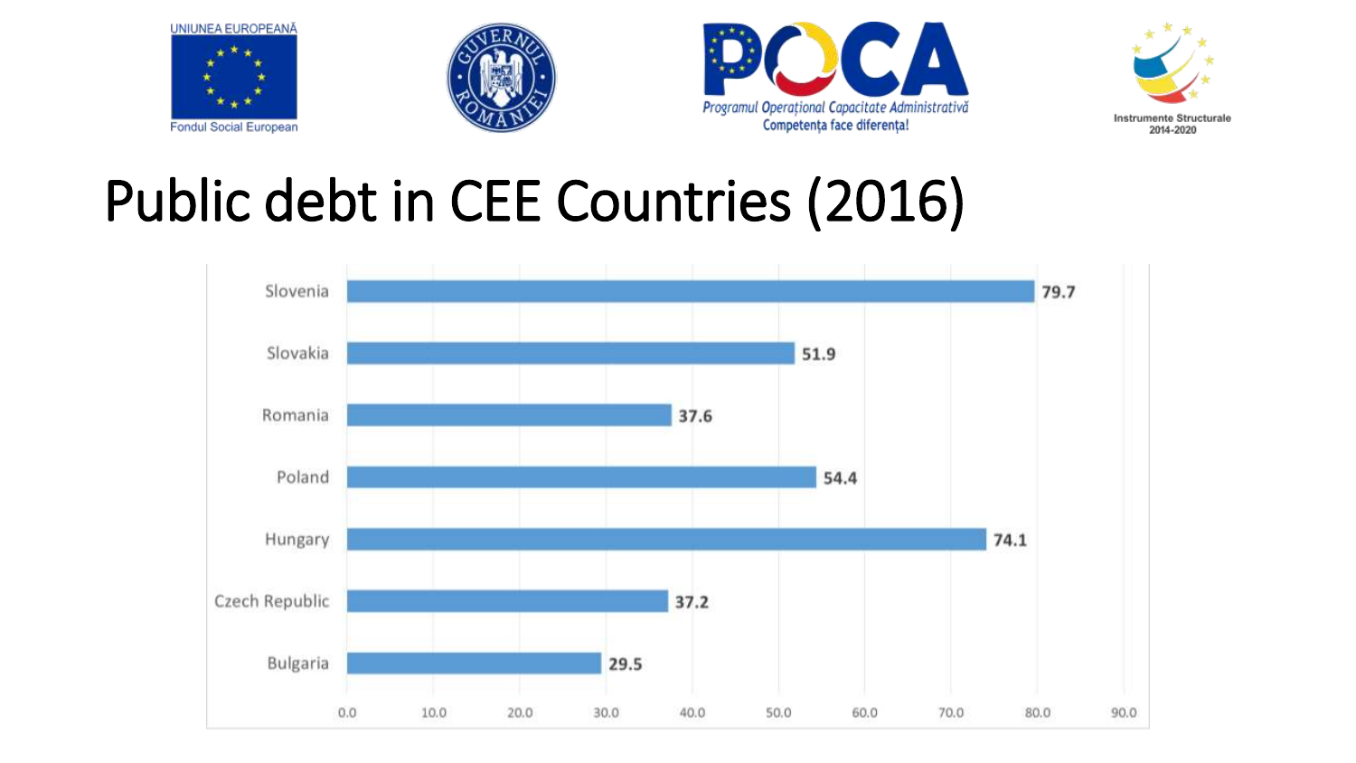# Public debt in CEE Countries (2016)

| Country | Public debt |
| --- | --- |
| Slovenia | 79.7 |
| Slovakia | 51.9 |
| Romania | 37.6 |
| Poland | 54.4 |
| Hungary | 74.1 |
| Czech Republic | 37.2 |
| Bulgaria | 29.5 |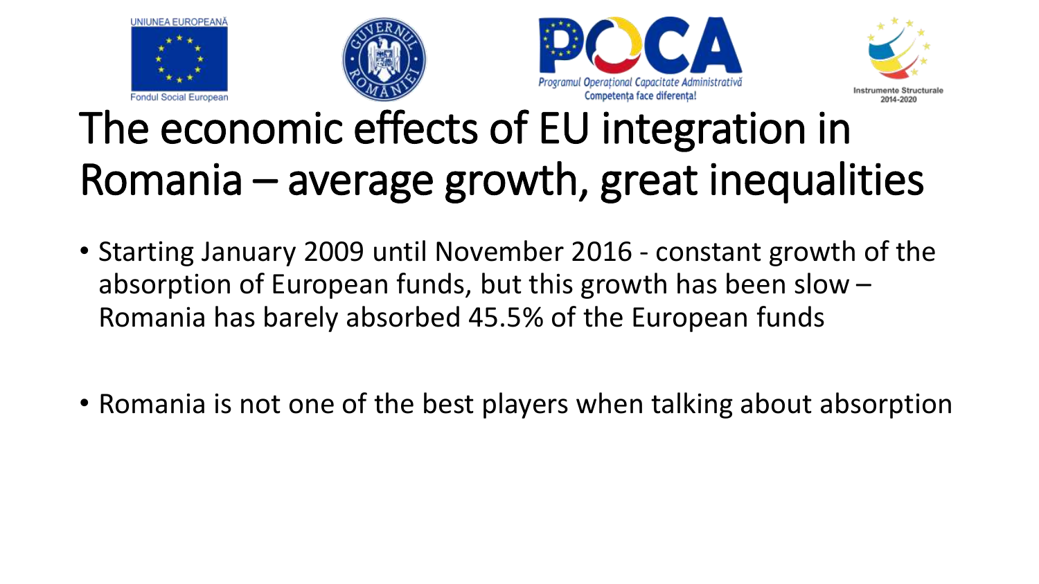# The economic effects of EU integration in Romania – average growth, great inequalities

- Starting January 2009 until November 2016 - constant growth of the absorption of European funds, but this growth has been slow – Romania has barely absorbed 45.5% of the European funds

- Romania is not one of the best players when talking about absorption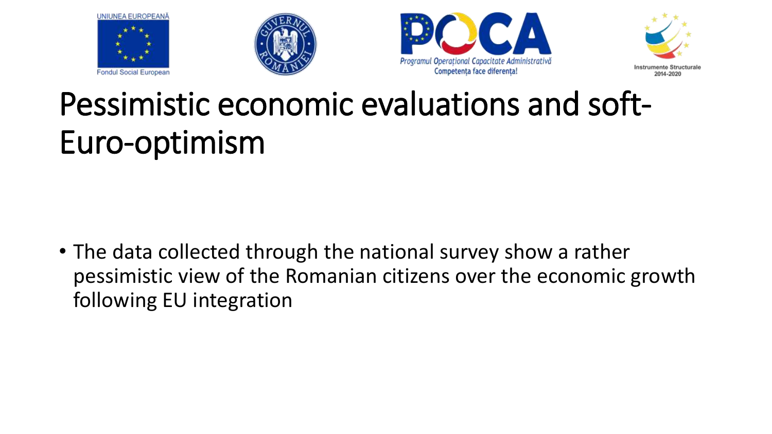# Pessimistic economic evaluations and soft-Euro-optimism

- The data collected through the national survey show a rather pessimistic view of the Romanian citizens over the economic growth following EU integration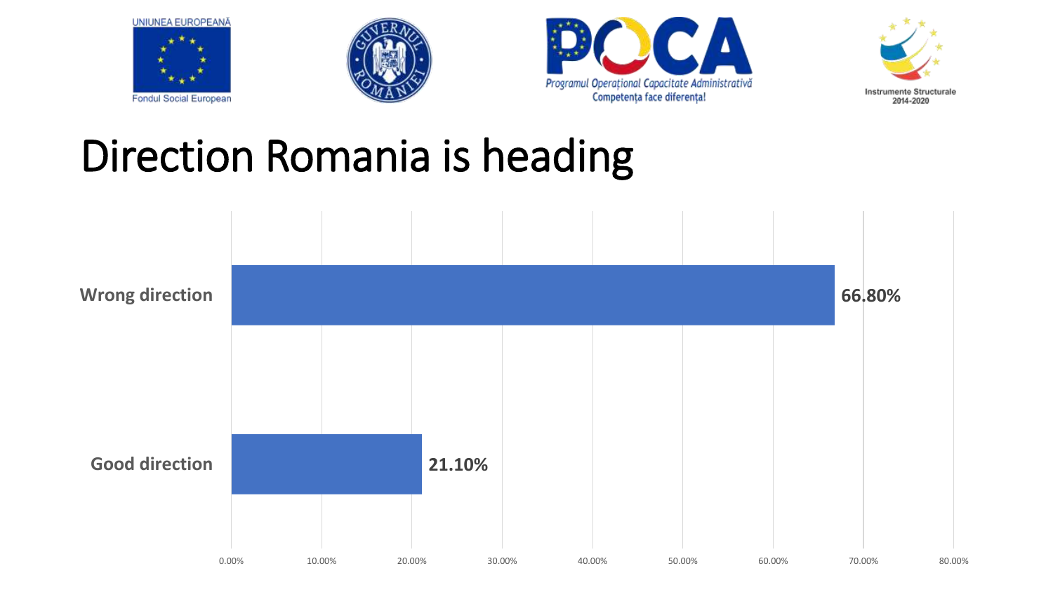UNIUNEA EUROPEANĂ

Fondul Social European

Programul Operațional Capacitate Administrativă

Competența face diferența!

Instrumente Structurale 2014-2020

# Direction Romania is heading

| Direction | Percentage |
|---|---|
| Wrong direction | 66.80% |
| Good direction | 21.10% |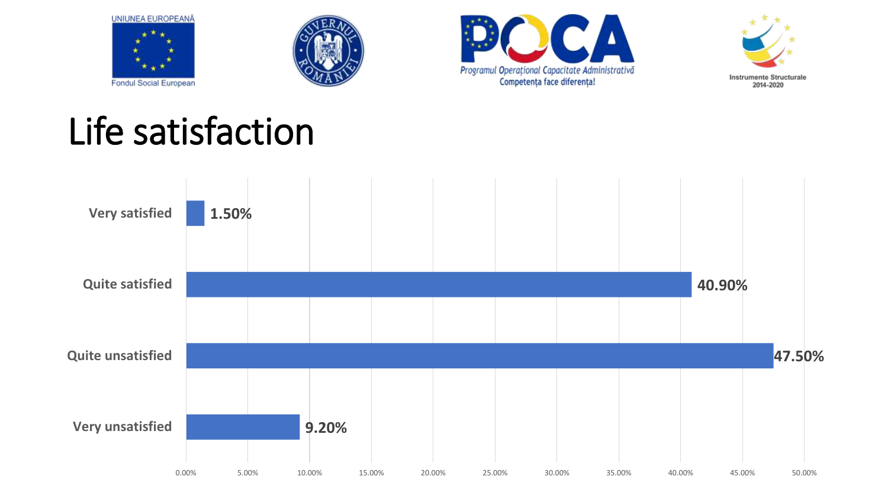# Life satisfaction

| Response | Percentage |
| --- | --- |
| Very satisfied | 1.50% |
| Quite satisfied | 40.90% |
| Quite unsatisfied | 47.50% |
| Very unsatisfied | 9.20% |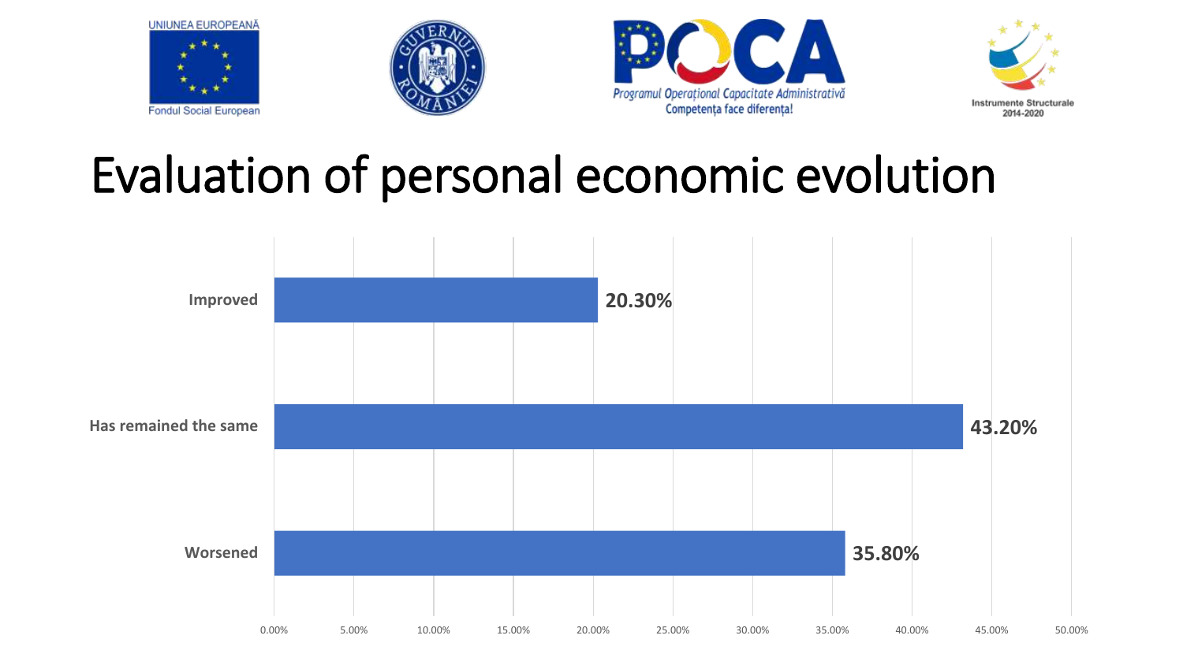UNIUNEA EUROPEANĂ

Fondul Social European

Programul Operațional Capacitate Administrativă

Competența face diferența!

Instrumente Structurale 2014-2020

# Evaluation of personal economic evolution

| Category | Percentage |
| --- | --- |
| Improved | 20.30% |
| Has remained the same | 43.20% |
| Worsened | 35.80% |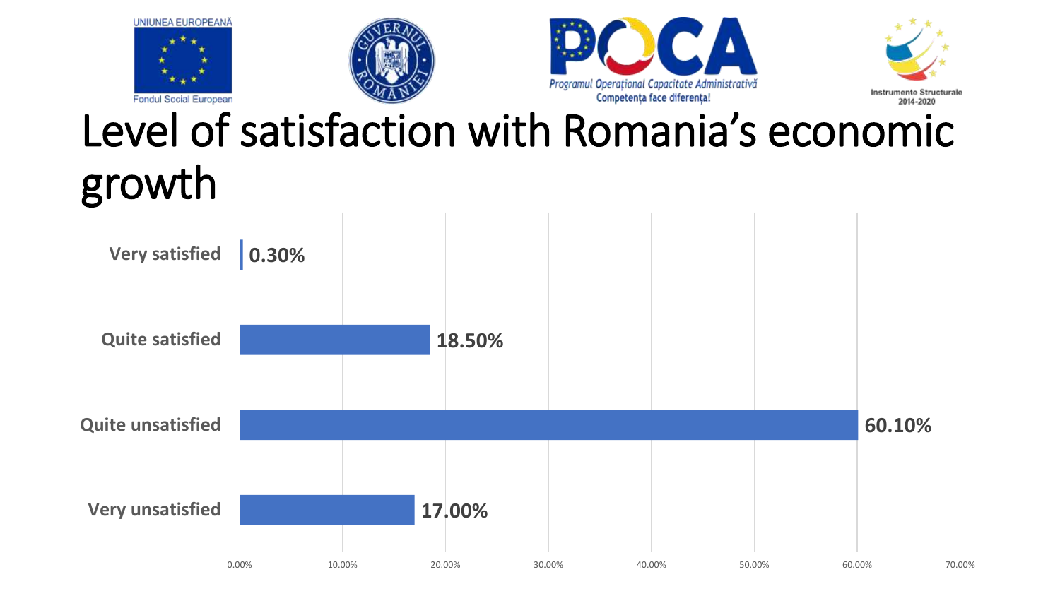# Level of satisfaction with Romania's economic growth

| Level of satisfaction | Percentage |
| --- | --- |
| Very satisfied | 0.30% |
| Quite satisfied | 18.50% |
| Quite unsatisfied | 60.10% |
| Very unsatisfied | 17.00% |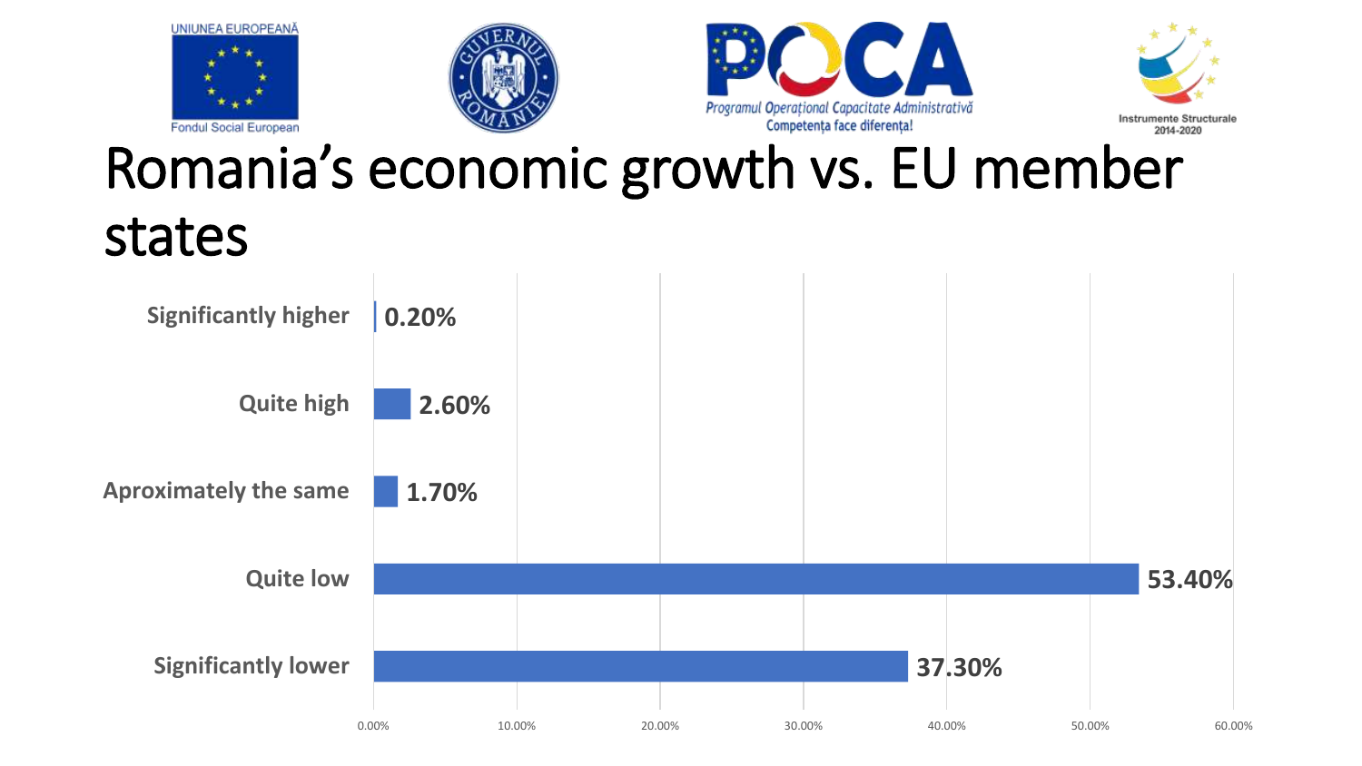# Romania's economic growth vs. EU member states

| Category | Percentage |
| --- | --- |
| Significantly higher | 0.20% |
| Quite high | 2.60% |
| Aproximately the same | 1.70% |
| Quite low | 53.40% |
| Significantly lower | 37.30% |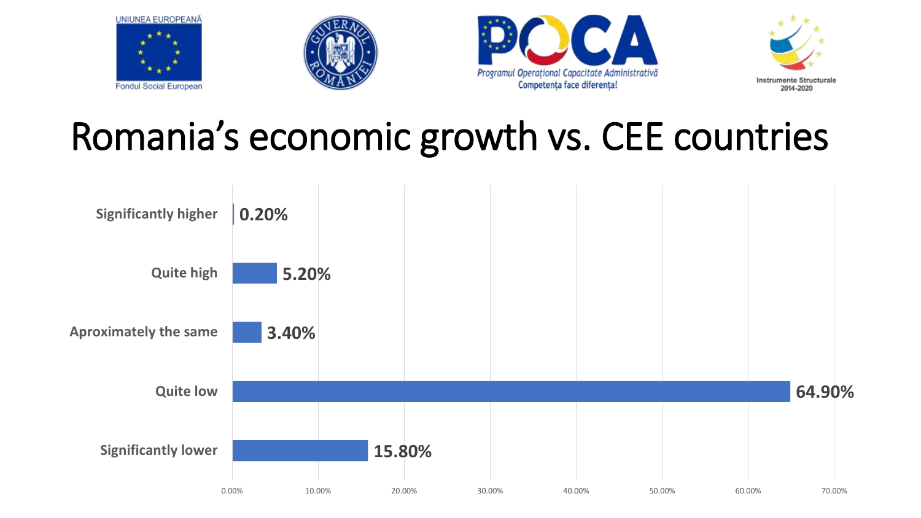# Romania's economic growth vs. CEE countries

| Response | Percentage |
| --- | --- |
| Significantly higher | 0.20% |
| Quite high | 5.20% |
| Aproximately the same | 3.40% |
| Quite low | 64.90% |
| Significantly lower | 15.80% |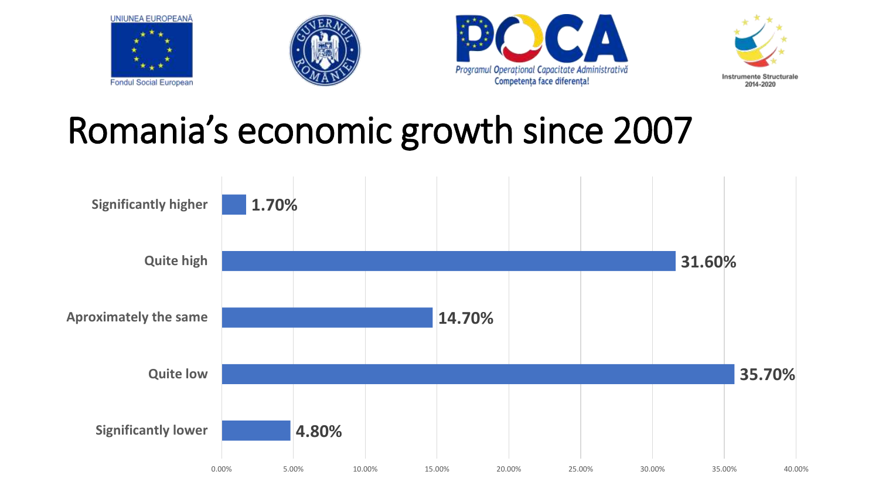# Romania’s economic growth since 2007

| Category | Percentage |
| --- | --- |
| Significantly higher | 1.70% |
| Quite high | 31.60% |
| Aproximately the same | 14.70% |
| Quite low | 35.70% |
| Significantly lower | 4.80% |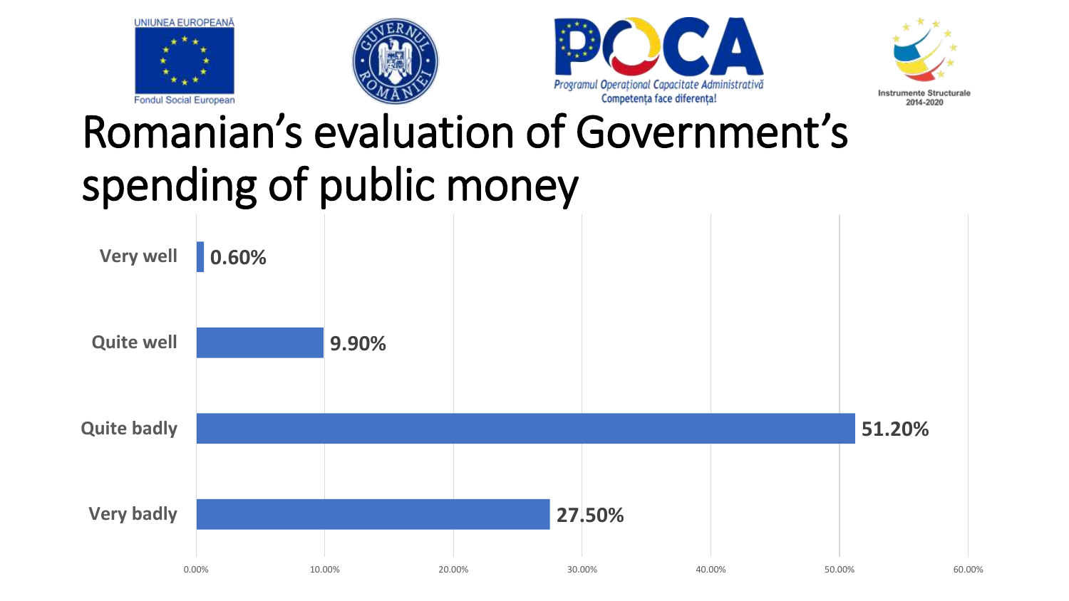# Romanian's evaluation of Government's spending of public money

| Evaluation | Percentage |
| --- | --- |
| Very well | 0.60% |
| Quite well | 9.90% |
| Quite badly | 51.20% |
| Very badly | 27.50% |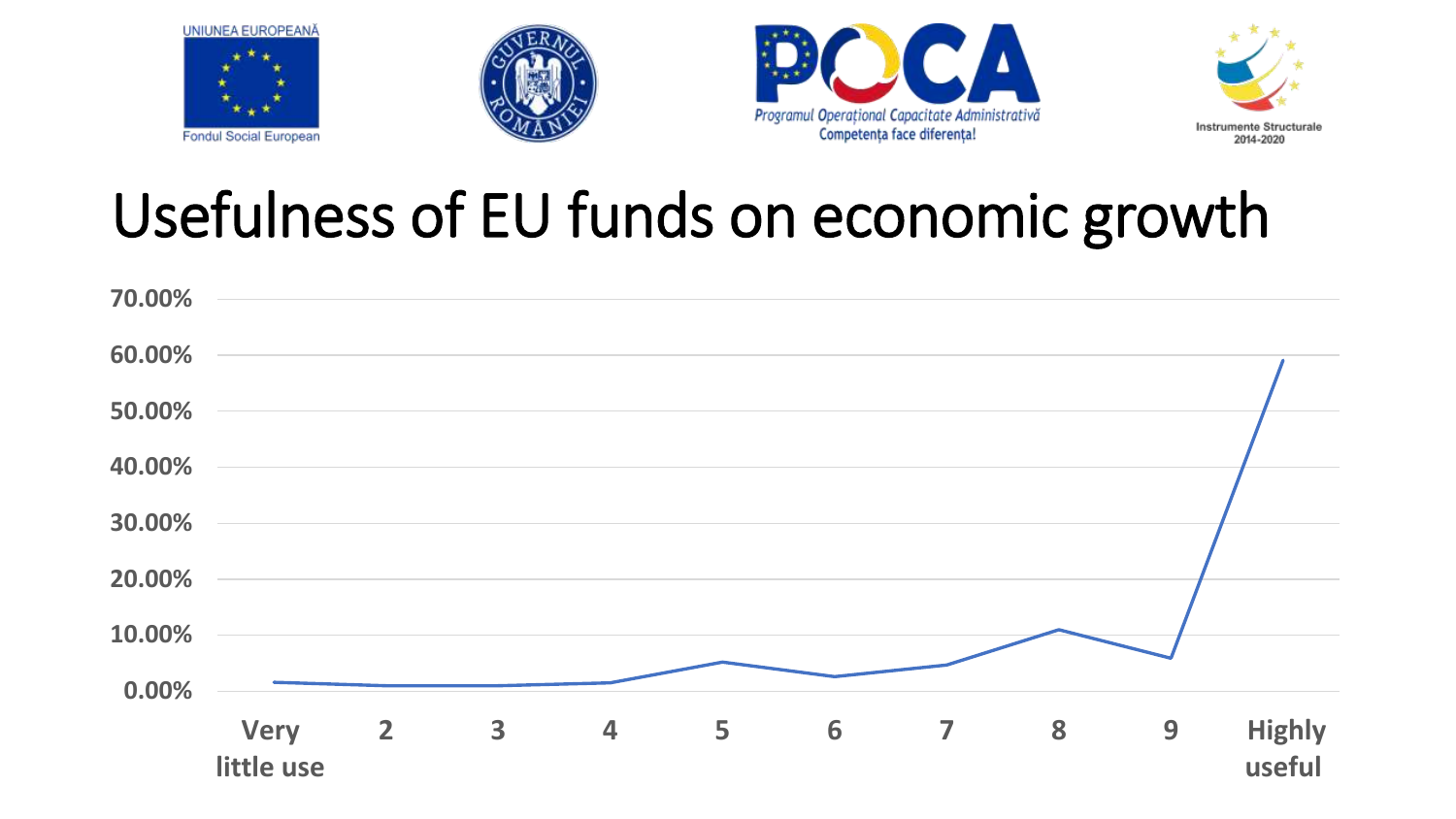UNIUNEA EUROPEANĂ

Fondul Social European

POCA

Programul Operațional Capacitate Administrativă

Competența face diferența!

Instrumente Structurale 2014-2020

# Usefulness of EU funds on economic growth

70.00%
60.00%
50.00%
40.00%
30.00%
20.00%
10.00%
0.00%

Very little use | 2 | 3 | 4 | 5 | 6 | 7 | 8 | 9 | Highly useful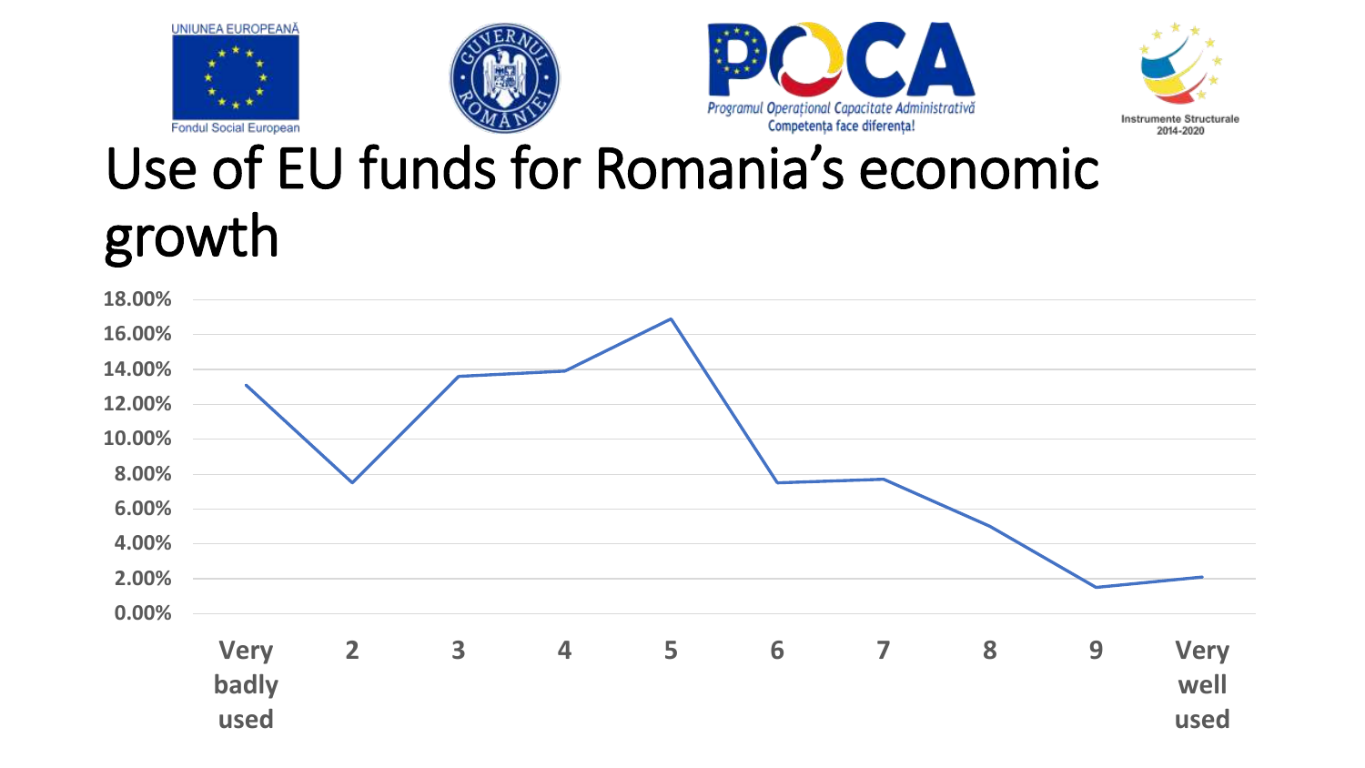UNIUNEA EUROPEANĂ

Fondul Social European

POCA

Programul Operațional Capacitate Administrativă

Competența face diferența!

Instrumente Structurale 2014-2020

# Use of EU funds for Romania’s economic growth

| | Percentage |
|---|---|
| Very badly used | 13.1% |
| 2 | 7.5% |
| 3 | 13.6% |
| 4 | 13.9% |
| 5 | 16.9% |
| 6 | 7.5% |
| 7 | 7.7% |
| 8 | 5.0% |
| 9 | 1.5% |
| Very well used | 2.1% |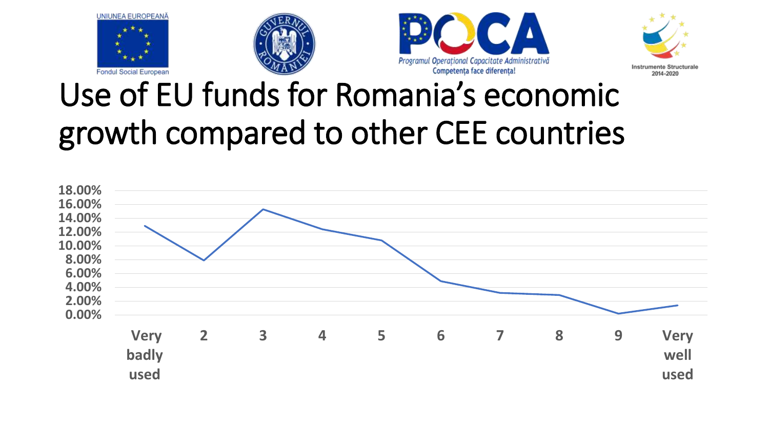UNIUNEA EUROPEANĂ

Fondul Social European

POCA

Programul Operațional Capacitate Administrativă

Competența face diferența!

Instrumente Structurale 2014-2020

# Use of EU funds for Romania's economic growth compared to other CEE countries

18.00%
16.00%
14.00%
12.00%
10.00%
8.00%
6.00%
4.00%
2.00%
0.00%

Very badly used | 2 | 3 | 4 | 5 | 6 | 7 | 8 | 9 | Very well used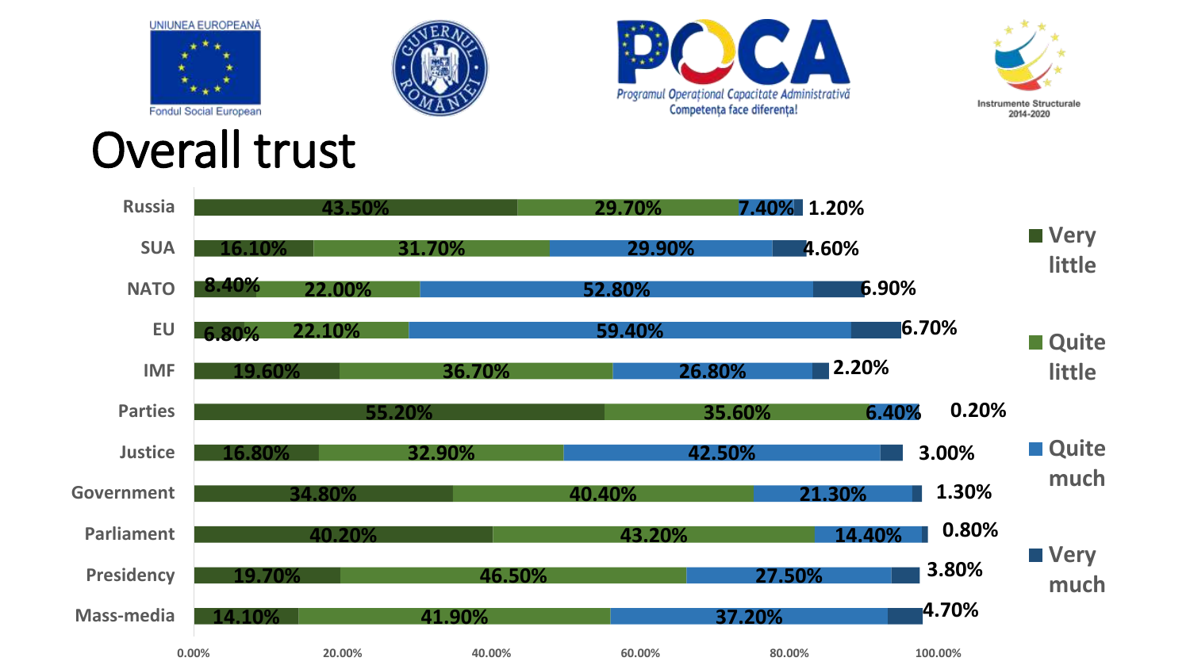UNIUNEA EUROPEANĂ
Fondul Social European

Programul Operațional Capacitate Administrativă
Competența face diferența!

Instrumente Structurale 2014-2020

# Overall trust

| | Very little | Quite little | Quite much | Very much |
|---|---|---|---|---|
| Russia | 43.50% | 29.70% | 7.40% | 1.20% |
| SUA | 16.10% | 31.70% | 29.90% | 4.60% |
| NATO | 8.40% | 22.00% | 52.80% | 6.90% |
| EU | 6.80% | 22.10% | 59.40% | 6.70% |
| IMF | 19.60% | 36.70% | 26.80% | 2.20% |
| Parties | 55.20% | 35.60% | 6.40% | 0.20% |
| Justice | 16.80% | 32.90% | 42.50% | 3.00% |
| Government | 34.80% | 40.40% | 21.30% | 1.30% |
| Parliament | 40.20% | 43.20% | 14.40% | 0.80% |
| Presidency | 19.70% | 46.50% | 27.50% | 3.80% |
| Mass-media | 14.10% | 41.90% | 37.20% | 4.70% |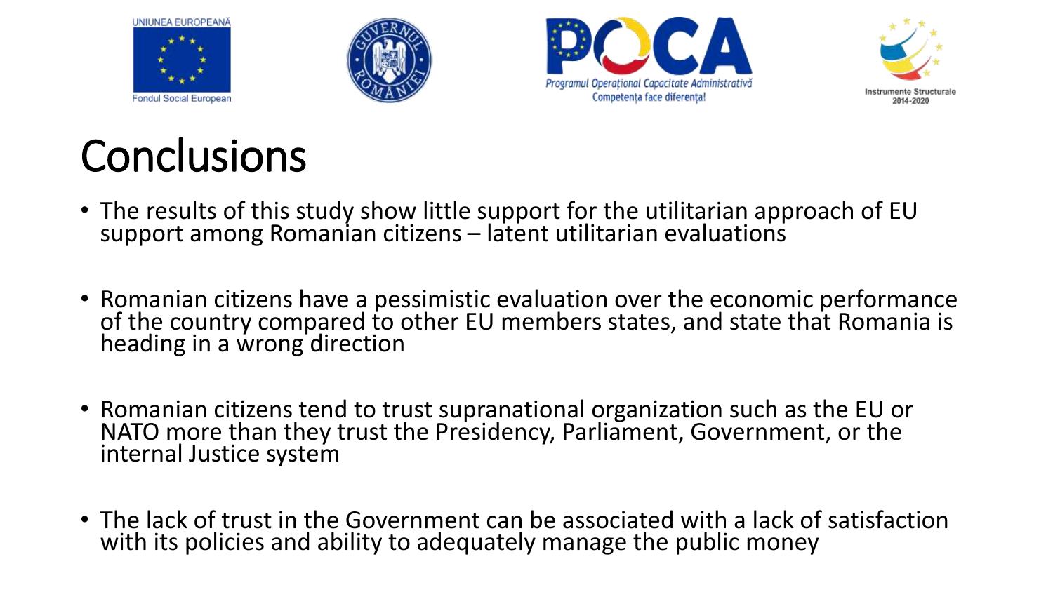# Conclusions

- The results of this study show little support for the utilitarian approach of EU support among Romanian citizens – latent utilitarian evaluations
- Romanian citizens have a pessimistic evaluation over the economic performance of the country compared to other EU members states, and state that Romania is heading in a wrong direction
- Romanian citizens tend to trust supranational organization such as the EU or NATO more than they trust the Presidency, Parliament, Government, or the internal Justice system
- The lack of trust in the Government can be associated with a lack of satisfaction with its policies and ability to adequately manage the public money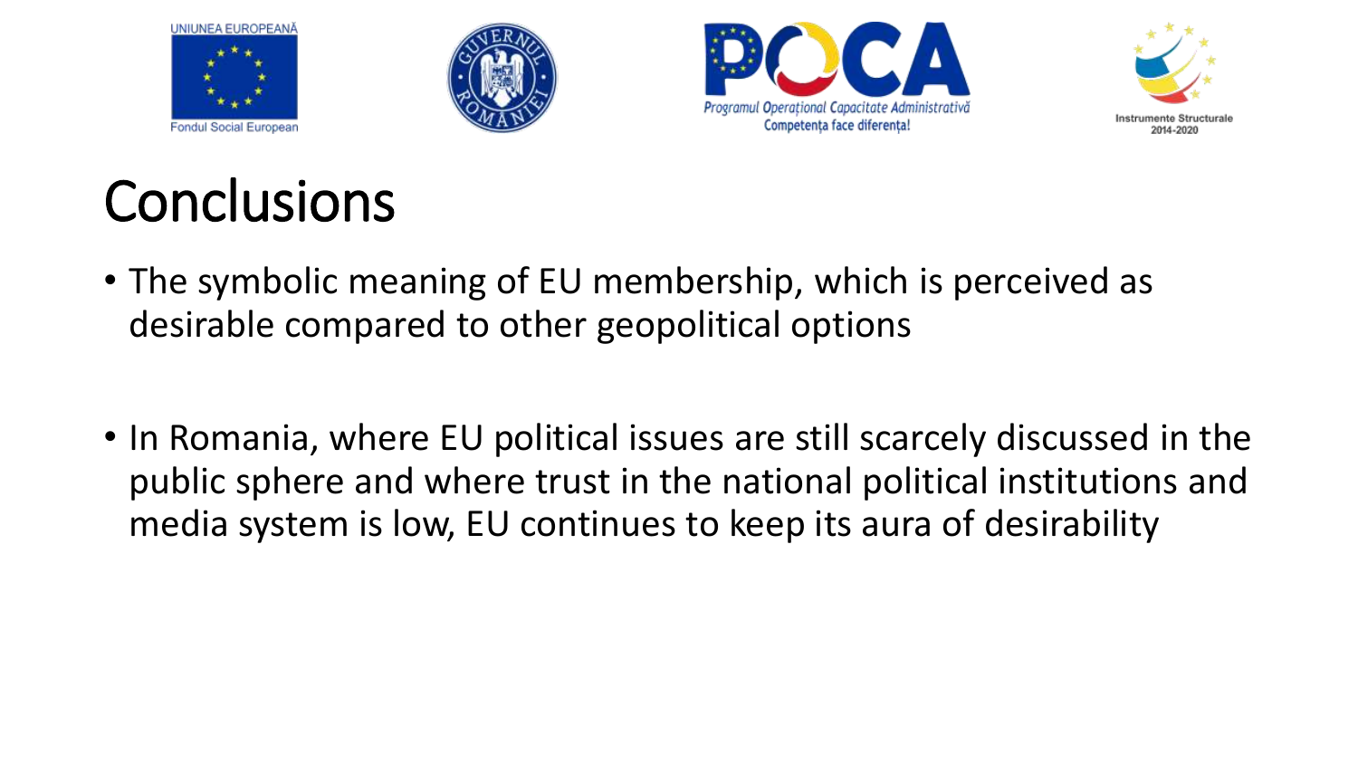# Conclusions

- The symbolic meaning of EU membership, which is perceived as desirable compared to other geopolitical options

- In Romania, where EU political issues are still scarcely discussed in the public sphere and where trust in the national political institutions and media system is low, EU continues to keep its aura of desirability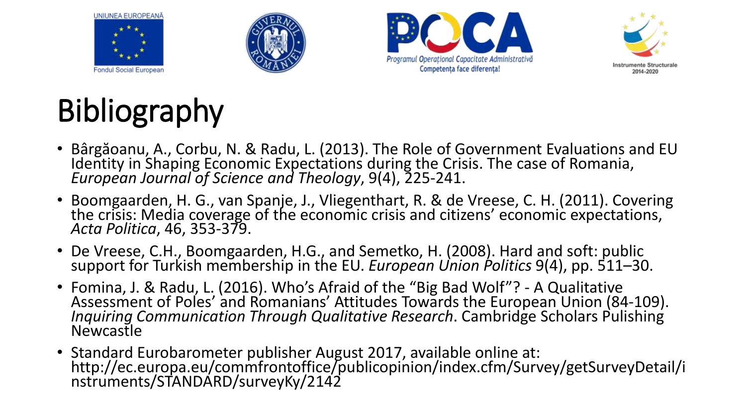# Bibliography

- Bârgăoanu, A., Corbu, N. & Radu, L. (2013). The Role of Government Evaluations and EU Identity in Shaping Economic Expectations during the Crisis. The case of Romania, *European Journal of Science and Theology*, 9(4), 225-241.
- Boomgaarden, H. G., van Spanje, J., Vliegenthart, R. & de Vreese, C. H. (2011). Covering the crisis: Media coverage of the economic crisis and citizens' economic expectations, *Acta Politica*, 46, 353-379.
- De Vreese, C.H., Boomgaarden, H.G., and Semetko, H. (2008). Hard and soft: public support for Turkish membership in the EU. *European Union Politics* 9(4), pp. 511–30.
- Fomina, J. & Radu, L. (2016). Who's Afraid of the "Big Bad Wolf"? - A Qualitative Assessment of Poles' and Romanians' Attitudes Towards the European Union (84-109). *Inquiring Communication Through Qualitative Research*. Cambridge Scholars Pulishing Newcastle
- Standard Eurobarometer publisher August 2017, available online at: http://ec.europa.eu/commfrontoffice/publicopinion/index.cfm/Survey/getSurveyDetail/instruments/STANDARD/surveyKy/2142